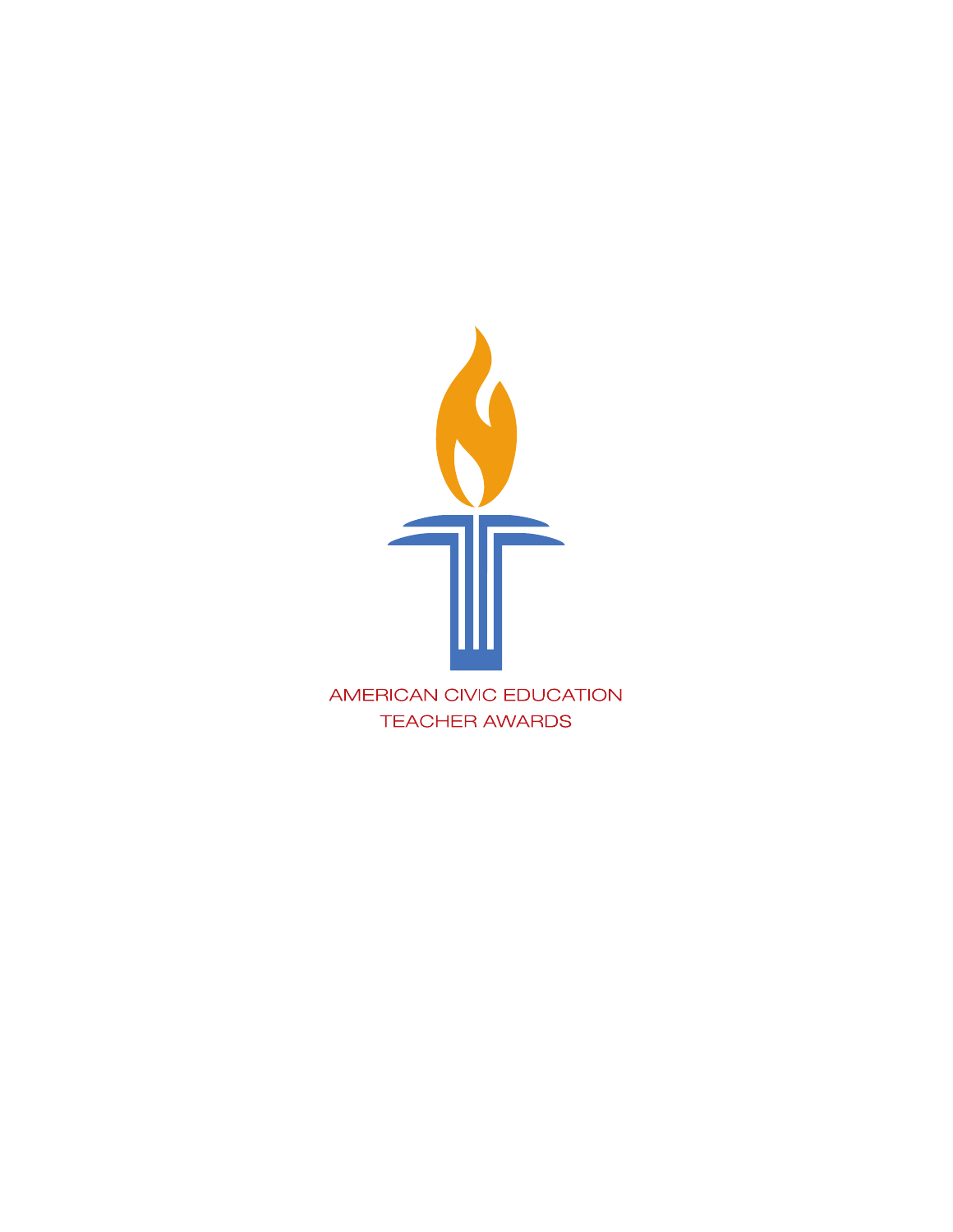AMERICAN CIVIC EDUCATION
TEACHER AWARDS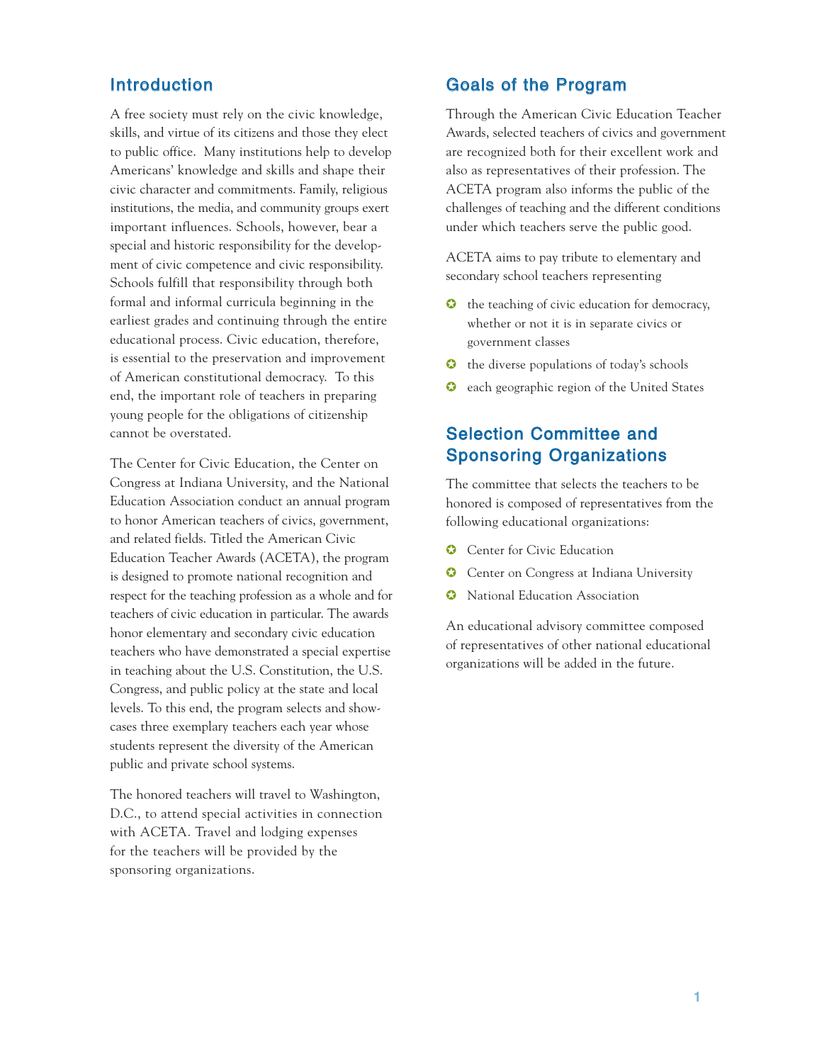## Introduction

A free society must rely on the civic knowledge, skills, and virtue of its citizens and those they elect to public office. Many institutions help to develop Americans' knowledge and skills and shape their civic character and commitments. Family, religious institutions, the media, and community groups exert important influences. Schools, however, bear a special and historic responsibility for the development of civic competence and civic responsibility. Schools fulfill that responsibility through both formal and informal curricula beginning in the earliest grades and continuing through the entire educational process. Civic education, therefore, is essential to the preservation and improvement of American constitutional democracy. To this end, the important role of teachers in preparing young people for the obligations of citizenship cannot be overstated.

The Center for Civic Education, the Center on Congress at Indiana University, and the National Education Association conduct an annual program to honor American teachers of civics, government, and related fields. Titled the American Civic Education Teacher Awards (ACETA), the program is designed to promote national recognition and respect for the teaching profession as a whole and for teachers of civic education in particular. The awards honor elementary and secondary civic education teachers who have demonstrated a special expertise in teaching about the U.S. Constitution, the U.S. Congress, and public policy at the state and local levels. To this end, the program selects and showcases three exemplary teachers each year whose students represent the diversity of the American public and private school systems.

The honored teachers will travel to Washington, D.C., to attend special activities in connection with ACETA. Travel and lodging expenses for the teachers will be provided by the sponsoring organizations.

## Goals of the Program

Through the American Civic Education Teacher Awards, selected teachers of civics and government are recognized both for their excellent work and also as representatives of their profession. The ACETA program also informs the public of the challenges of teaching and the different conditions under which teachers serve the public good.

ACETA aims to pay tribute to elementary and secondary school teachers representing

- the teaching of civic education for democracy, whether or not it is in separate civics or government classes
- the diverse populations of today's schools
- each geographic region of the United States

## Selection Committee and Sponsoring Organizations

The committee that selects the teachers to be honored is composed of representatives from the following educational organizations:

- Center for Civic Education
- Center on Congress at Indiana University
- National Education Association

An educational advisory committee composed of representatives of other national educational organizations will be added in the future.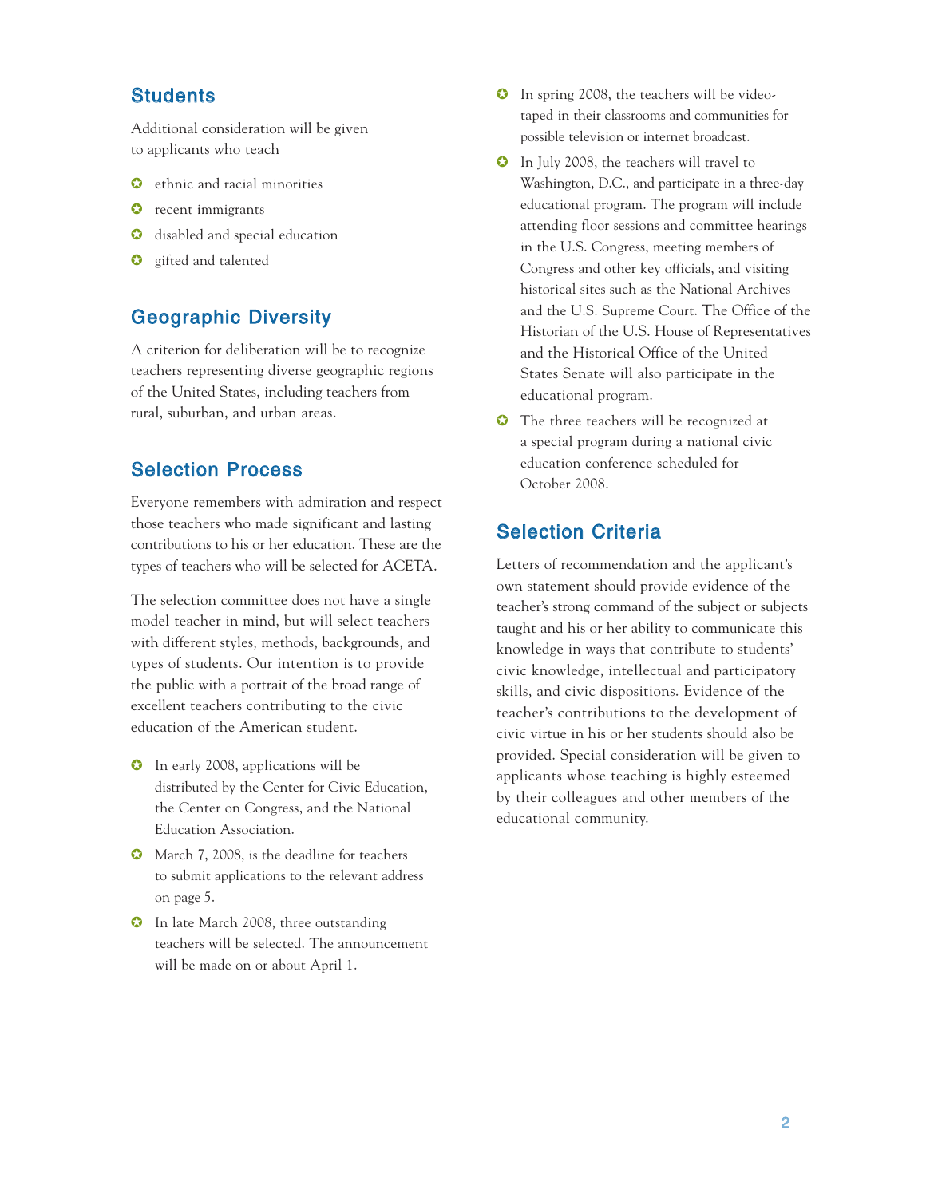## Students

Additional consideration will be given to applicants who teach

- ethnic and racial minorities
- recent immigrants
- disabled and special education
- gifted and talented

## Geographic Diversity

A criterion for deliberation will be to recognize teachers representing diverse geographic regions of the United States, including teachers from rural, suburban, and urban areas.

## Selection Process

Everyone remembers with admiration and respect those teachers who made significant and lasting contributions to his or her education. These are the types of teachers who will be selected for ACETA.

The selection committee does not have a single model teacher in mind, but will select teachers with different styles, methods, backgrounds, and types of students. Our intention is to provide the public with a portrait of the broad range of excellent teachers contributing to the civic education of the American student.

- In early 2008, applications will be distributed by the Center for Civic Education, the Center on Congress, and the National Education Association.
- March 7, 2008, is the deadline for teachers to submit applications to the relevant address on page 5.
- In late March 2008, three outstanding teachers will be selected. The announcement will be made on or about April 1.
- In spring 2008, the teachers will be videotaped in their classrooms and communities for possible television or internet broadcast.
- In July 2008, the teachers will travel to Washington, D.C., and participate in a three-day educational program. The program will include attending floor sessions and committee hearings in the U.S. Congress, meeting members of Congress and other key officials, and visiting historical sites such as the National Archives and the U.S. Supreme Court. The Office of the Historian of the U.S. House of Representatives and the Historical Office of the United States Senate will also participate in the educational program.
- The three teachers will be recognized at a special program during a national civic education conference scheduled for October 2008.

## Selection Criteria

Letters of recommendation and the applicant's own statement should provide evidence of the teacher's strong command of the subject or subjects taught and his or her ability to communicate this knowledge in ways that contribute to students' civic knowledge, intellectual and participatory skills, and civic dispositions. Evidence of the teacher's contributions to the development of civic virtue in his or her students should also be provided. Special consideration will be given to applicants whose teaching is highly esteemed by their colleagues and other members of the educational community.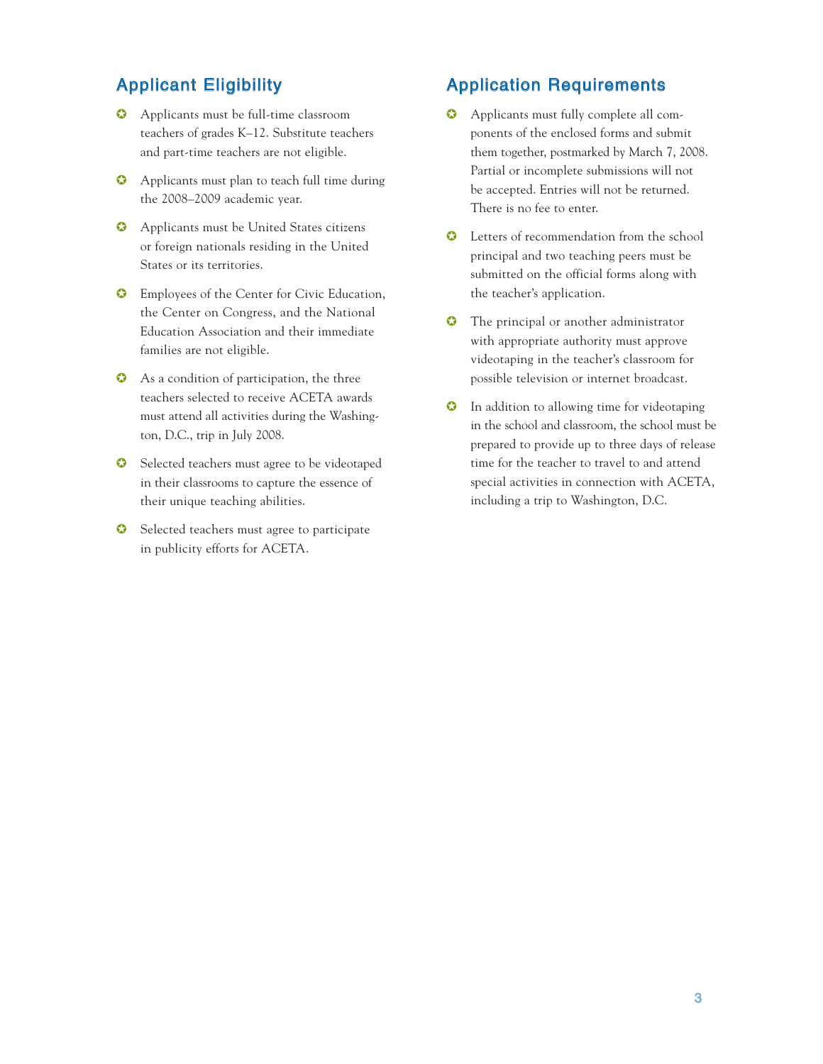## Applicant Eligibility

- Applicants must be full-time classroom teachers of grades K–12. Substitute teachers and part-time teachers are not eligible.
- Applicants must plan to teach full time during the 2008–2009 academic year.
- Applicants must be United States citizens or foreign nationals residing in the United States or its territories.
- Employees of the Center for Civic Education, the Center on Congress, and the National Education Association and their immediate families are not eligible.
- As a condition of participation, the three teachers selected to receive ACETA awards must attend all activities during the Washington, D.C., trip in July 2008.
- Selected teachers must agree to be videotaped in their classrooms to capture the essence of their unique teaching abilities.
- Selected teachers must agree to participate in publicity efforts for ACETA.

## Application Requirements

- Applicants must fully complete all components of the enclosed forms and submit them together, postmarked by March 7, 2008. Partial or incomplete submissions will not be accepted. Entries will not be returned. There is no fee to enter.
- Letters of recommendation from the school principal and two teaching peers must be submitted on the official forms along with the teacher's application.
- The principal or another administrator with appropriate authority must approve videotaping in the teacher's classroom for possible television or internet broadcast.
- In addition to allowing time for videotaping in the school and classroom, the school must be prepared to provide up to three days of release time for the teacher to travel to and attend special activities in connection with ACETA, including a trip to Washington, D.C.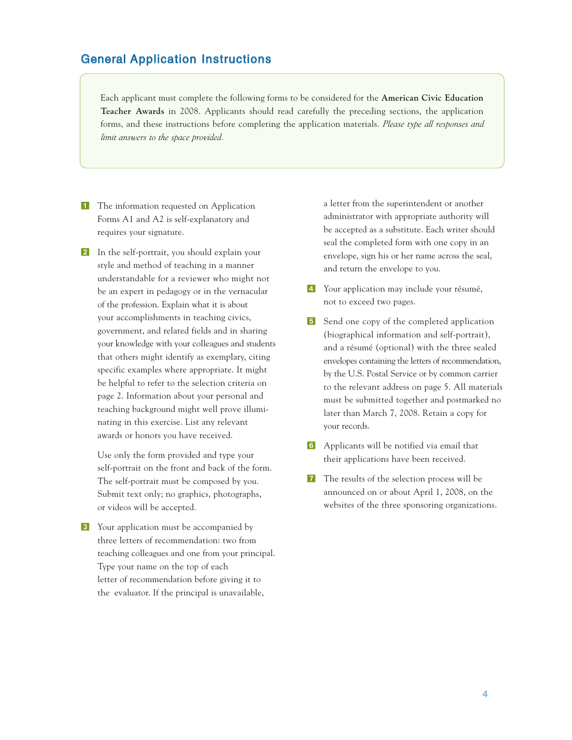## General Application Instructions

Each applicant must complete the following forms to be considered for the **American Civic Education Teacher Awards** in 2008. Applicants should read carefully the preceding sections, the application forms, and these instructions before completing the application materials. *Please type all responses and limit answers to the space provided.*

1. The information requested on Application Forms A1 and A2 is self-explanatory and requires your signature.

2. In the self-portrait, you should explain your style and method of teaching in a manner understandable for a reviewer who might not be an expert in pedagogy or in the vernacular of the profession. Explain what it is about your accomplishments in teaching civics, government, and related fields and in sharing your knowledge with your colleagues and students that others might identify as exemplary, citing specific examples where appropriate. It might be helpful to refer to the selection criteria on page 2. Information about your personal and teaching background might well prove illuminating in this exercise. List any relevant awards or honors you have received.

   Use only the form provided and type your self-portrait on the front and back of the form. The self-portrait must be composed by you. Submit text only; no graphics, photographs, or videos will be accepted.

3. Your application must be accompanied by three letters of recommendation: two from teaching colleagues and one from your principal. Type your name on the top of each letter of recommendation before giving it to the evaluator. If the principal is unavailable, a letter from the superintendent or another administrator with appropriate authority will be accepted as a substitute. Each writer should seal the completed form with one copy in an envelope, sign his or her name across the seal, and return the envelope to you.

4. Your application may include your résumé, not to exceed two pages.

5. Send one copy of the completed application (biographical information and self-portrait), and a résumé (optional) with the three sealed envelopes containing the letters of recommendation, by the U.S. Postal Service or by common carrier to the relevant address on page 5. All materials must be submitted together and postmarked no later than March 7, 2008. Retain a copy for your records.

6. Applicants will be notified via email that their applications have been received.

7. The results of the selection process will be announced on or about April 1, 2008, on the websites of the three sponsoring organizations.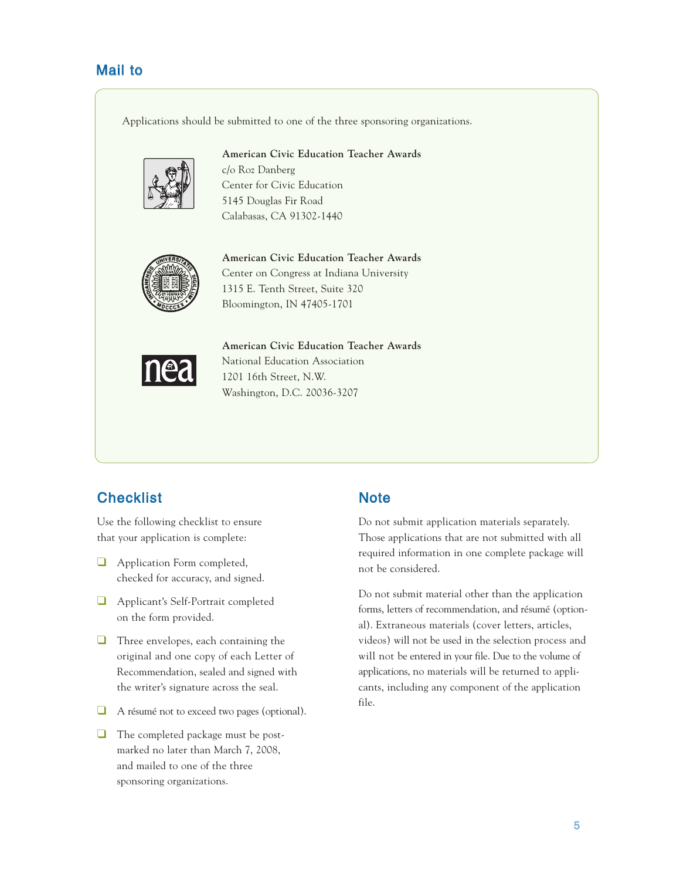## Mail to

Applications should be submitted to one of the three sponsoring organizations.

**American Civic Education Teacher Awards**
c/o Roz Danberg
Center for Civic Education
5145 Douglas Fir Road
Calabasas, CA 91302-1440

**American Civic Education Teacher Awards**
Center on Congress at Indiana University
1315 E. Tenth Street, Suite 320
Bloomington, IN 47405-1701

**American Civic Education Teacher Awards**
National Education Association
1201 16th Street, N.W.
Washington, D.C. 20036-3207

## Checklist

Use the following checklist to ensure that your application is complete:

- ❑ Application Form completed, checked for accuracy, and signed.
- ❑ Applicant's Self-Portrait completed on the form provided.
- ❑ Three envelopes, each containing the original and one copy of each Letter of Recommendation, sealed and signed with the writer's signature across the seal.
- ❑ A résumé not to exceed two pages (optional).
- ❑ The completed package must be postmarked no later than March 7, 2008, and mailed to one of the three sponsoring organizations.

## Note

Do not submit application materials separately. Those applications that are not submitted with all required information in one complete package will not be considered.

Do not submit material other than the application forms, letters of recommendation, and résumé (optional). Extraneous materials (cover letters, articles, videos) will not be used in the selection process and will not be entered in your file. Due to the volume of applications, no materials will be returned to applicants, including any component of the application file.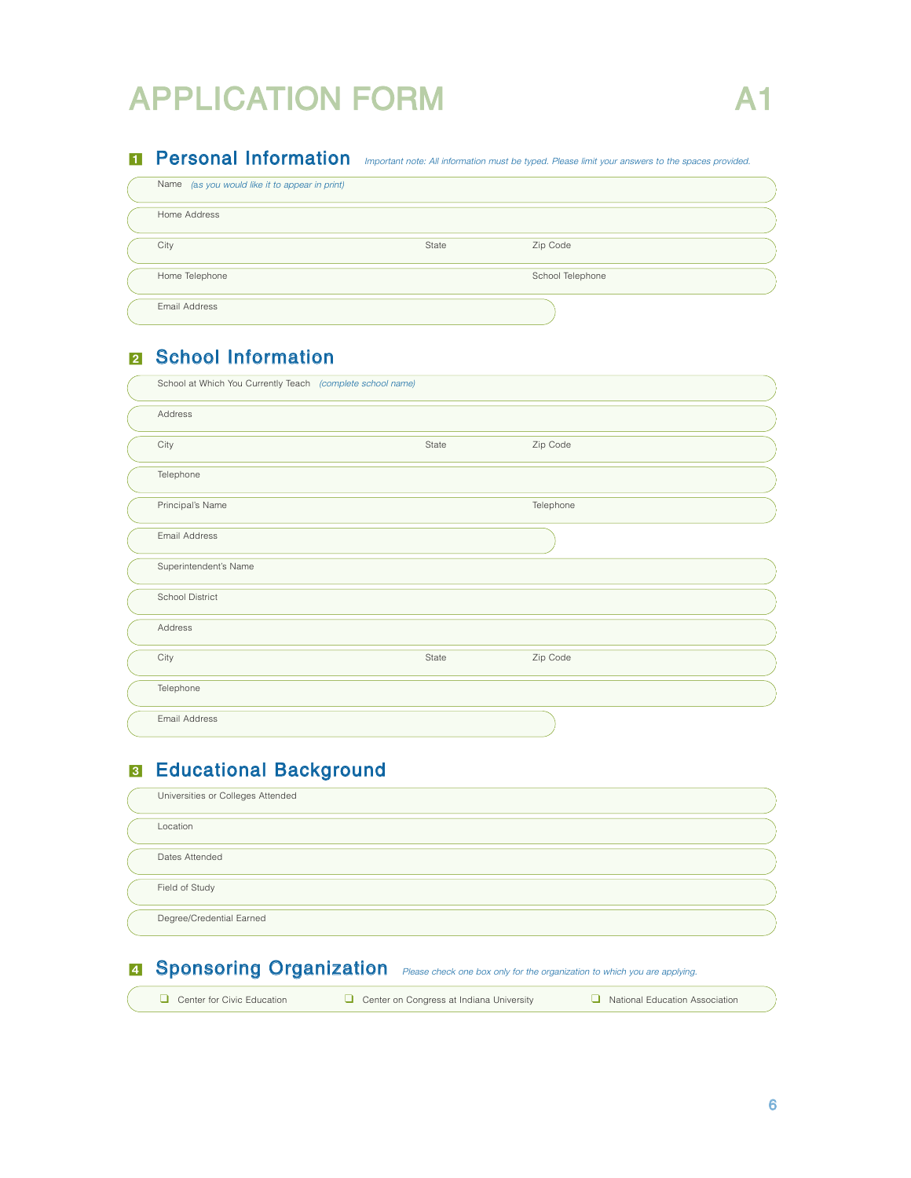# APPLICATION FORM A1

## 1 Personal Information

*Important note: All information must be typed. Please limit your answers to the spaces provided.*

Name *(as you would like it to appear in print)*

Home Address

City | State | Zip Code

Home Telephone | School Telephone

Email Address

## 2 School Information

School at Which You Currently Teach *(complete school name)*

Address

City | State | Zip Code

Telephone

Principal's Name | Telephone

Email Address

Superintendent's Name

School District

Address

City | State | Zip Code

Telephone

Email Address

## 3 Educational Background

Universities or Colleges Attended

Location

Dates Attended

Field of Study

Degree/Credential Earned

## 4 Sponsoring Organization

*Please check one box only for the organization to which you are applying.*

❑ Center for Civic Education ❑ Center on Congress at Indiana University ❑ National Education Association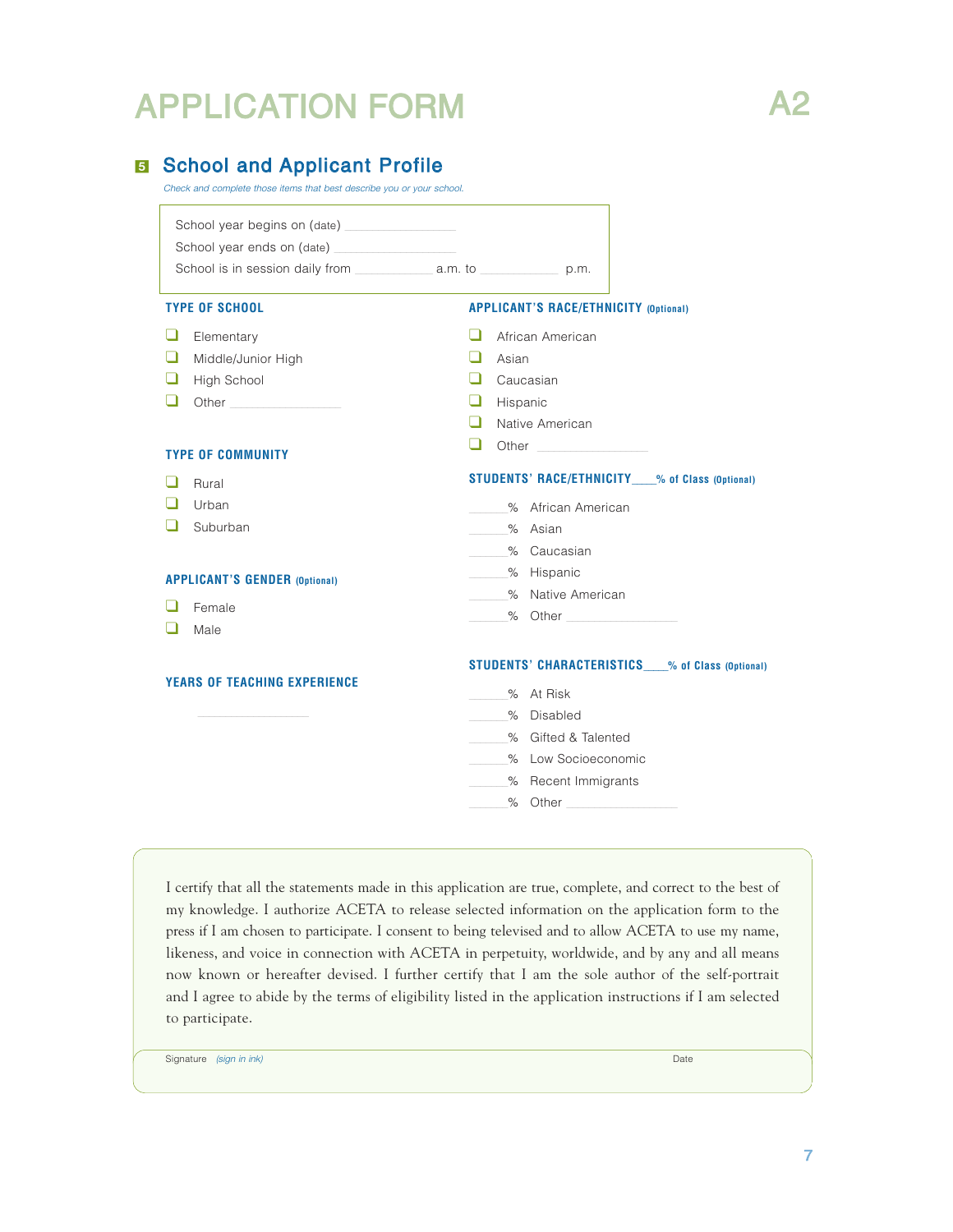# APPLICATION FORM

A2

## 5 School and Applicant Profile

*Check and complete those items that best describe you or your school.*

School year begins on (date) ________________

School year ends on (date) ________________

School is in session daily from __________ a.m. to __________ p.m.

### TYPE OF SCHOOL

- ❑ Elementary
- ❑ Middle/Junior High
- ❑ High School
- ❑ Other ________________

### TYPE OF COMMUNITY

- ❑ Rural
- ❑ Urban
- ❑ Suburban

### APPLICANT'S GENDER (Optional)

- ❑ Female
- ❑ Male

### YEARS OF TEACHING EXPERIENCE

________________

### APPLICANT'S RACE/ETHNICITY (Optional)

- ❑ African American
- ❑ Asian
- ❑ Caucasian
- ❑ Hispanic
- ❑ Native American
- ❑ Other ________________

### STUDENTS' RACE/ETHNICITY ____% of Class (Optional)

- ______% African American
- ______% Asian
- ______% Caucasian
- ______% Hispanic
- ______% Native American
- ______% Other ________________

### STUDENTS' CHARACTERISTICS ____% of Class (Optional)

- ______% At Risk
- ______% Disabled
- ______% Gifted & Talented
- ______% Low Socioeconomic
- ______% Recent Immigrants
- ______% Other ________________

I certify that all the statements made in this application are true, complete, and correct to the best of my knowledge. I authorize ACETA to release selected information on the application form to the press if I am chosen to participate. I consent to being televised and to allow ACETA to use my name, likeness, and voice in connection with ACETA in perpetuity, worldwide, and by any and all means now known or hereafter devised. I further certify that I am the sole author of the self-portrait and I agree to abide by the terms of eligibility listed in the application instructions if I am selected to participate.

Signature *(sign in ink)* Date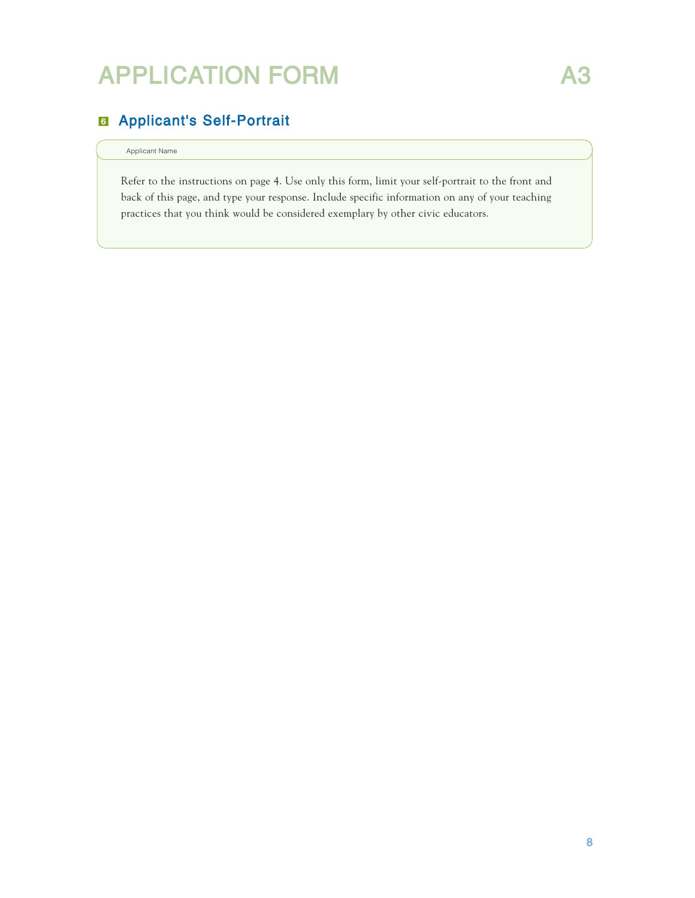# APPLICATION FORM A3

## 6 Applicant's Self-Portrait

Applicant Name

Refer to the instructions on page 4. Use only this form, limit your self-portrait to the front and back of this page, and type your response. Include specific information on any of your teaching practices that you think would be considered exemplary by other civic educators.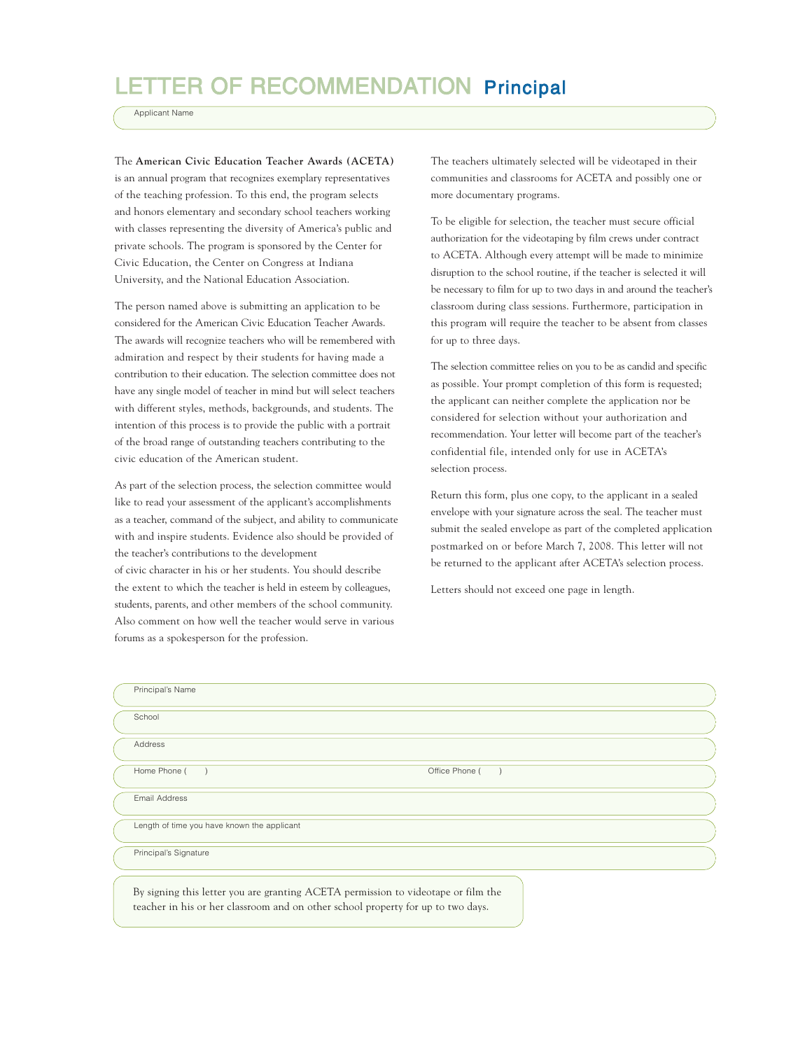# LETTER OF RECOMMENDATION Principal

Applicant Name

The **American Civic Education Teacher Awards (ACETA)** is an annual program that recognizes exemplary representatives of the teaching profession. To this end, the program selects and honors elementary and secondary school teachers working with classes representing the diversity of America's public and private schools. The program is sponsored by the Center for Civic Education, the Center on Congress at Indiana University, and the National Education Association.

The person named above is submitting an application to be considered for the American Civic Education Teacher Awards. The awards will recognize teachers who will be remembered with admiration and respect by their students for having made a contribution to their education. The selection committee does not have any single model of teacher in mind but will select teachers with different styles, methods, backgrounds, and students. The intention of this process is to provide the public with a portrait of the broad range of outstanding teachers contributing to the civic education of the American student.

As part of the selection process, the selection committee would like to read your assessment of the applicant's accomplishments as a teacher, command of the subject, and ability to communicate with and inspire students. Evidence also should be provided of the teacher's contributions to the development of civic character in his or her students. You should describe the extent to which the teacher is held in esteem by colleagues, students, parents, and other members of the school community. Also comment on how well the teacher would serve in various forums as a spokesperson for the profession.

The teachers ultimately selected will be videotaped in their communities and classrooms for ACETA and possibly one or more documentary programs.

To be eligible for selection, the teacher must secure official authorization for the videotaping by film crews under contract to ACETA. Although every attempt will be made to minimize disruption to the school routine, if the teacher is selected it will be necessary to film for up to two days in and around the teacher's classroom during class sessions. Furthermore, participation in this program will require the teacher to be absent from classes for up to three days.

The selection committee relies on you to be as candid and specific as possible. Your prompt completion of this form is requested; the applicant can neither complete the application nor be considered for selection without your authorization and recommendation. Your letter will become part of the teacher's confidential file, intended only for use in ACETA's selection process.

Return this form, plus one copy, to the applicant in a sealed envelope with your signature across the seal. The teacher must submit the sealed envelope as part of the completed application postmarked on or before March 7, 2008. This letter will not be returned to the applicant after ACETA's selection process.

Letters should not exceed one page in length.

Principal's Name

School

Address

Home Phone (      )                                        Office Phone (      )

Email Address

Length of time you have known the applicant

Principal's Signature

By signing this letter you are granting ACETA permission to videotape or film the teacher in his or her classroom and on other school property for up to two days.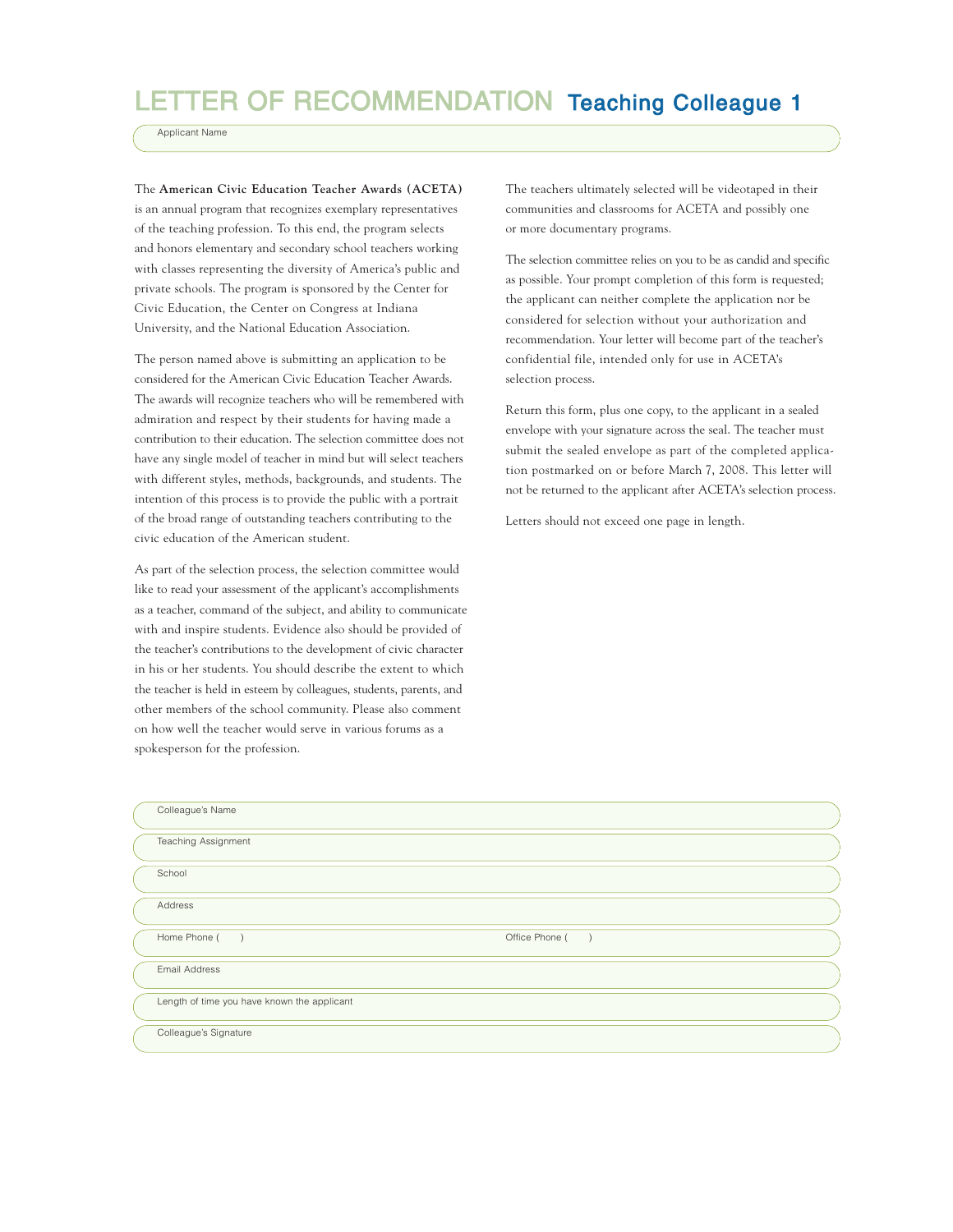# LETTER OF RECOMMENDATION Teaching Colleague 1

Applicant Name

The **American Civic Education Teacher Awards (ACETA)** is an annual program that recognizes exemplary representatives of the teaching profession. To this end, the program selects and honors elementary and secondary school teachers working with classes representing the diversity of America's public and private schools. The program is sponsored by the Center for Civic Education, the Center on Congress at Indiana University, and the National Education Association.

The person named above is submitting an application to be considered for the American Civic Education Teacher Awards. The awards will recognize teachers who will be remembered with admiration and respect by their students for having made a contribution to their education. The selection committee does not have any single model of teacher in mind but will select teachers with different styles, methods, backgrounds, and students. The intention of this process is to provide the public with a portrait of the broad range of outstanding teachers contributing to the civic education of the American student.

As part of the selection process, the selection committee would like to read your assessment of the applicant's accomplishments as a teacher, command of the subject, and ability to communicate with and inspire students. Evidence also should be provided of the teacher's contributions to the development of civic character in his or her students. You should describe the extent to which the teacher is held in esteem by colleagues, students, parents, and other members of the school community. Please also comment on how well the teacher would serve in various forums as a spokesperson for the profession.

The teachers ultimately selected will be videotaped in their communities and classrooms for ACETA and possibly one or more documentary programs.

The selection committee relies on you to be as candid and specific as possible. Your prompt completion of this form is requested; the applicant can neither complete the application nor be considered for selection without your authorization and recommendation. Your letter will become part of the teacher's confidential file, intended only for use in ACETA's selection process.

Return this form, plus one copy, to the applicant in a sealed envelope with your signature across the seal. The teacher must submit the sealed envelope as part of the completed application postmarked on or before March 7, 2008. This letter will not be returned to the applicant after ACETA's selection process.

Letters should not exceed one page in length.

Colleague's Name

Teaching Assignment

School

Address

Home Phone (  )  Office Phone (  )

Email Address

Length of time you have known the applicant

Colleague's Signature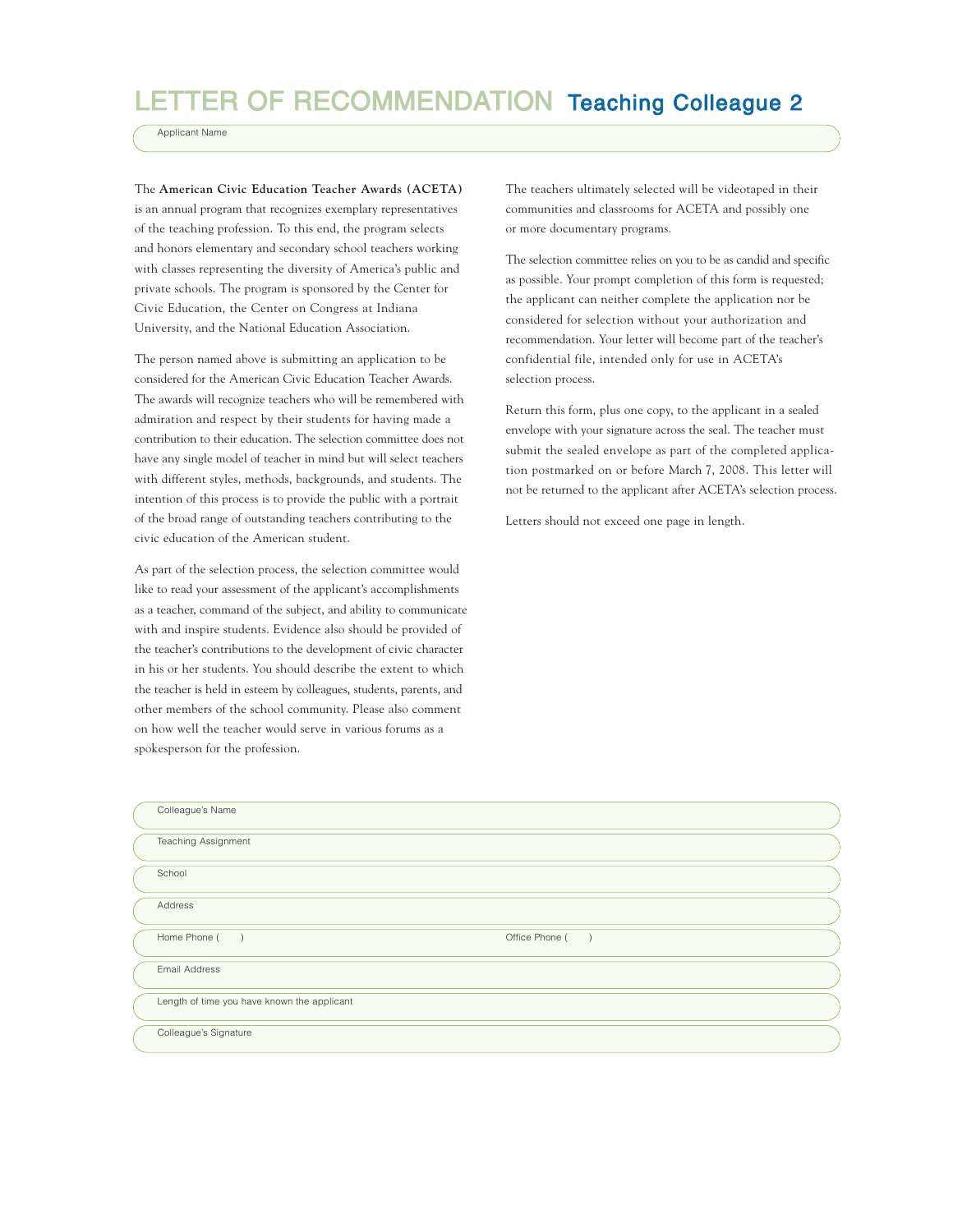# LETTER OF RECOMMENDATION Teaching Colleague 2

Applicant Name

The **American Civic Education Teacher Awards (ACETA)** is an annual program that recognizes exemplary representatives of the teaching profession. To this end, the program selects and honors elementary and secondary school teachers working with classes representing the diversity of America's public and private schools. The program is sponsored by the Center for Civic Education, the Center on Congress at Indiana University, and the National Education Association.

The person named above is submitting an application to be considered for the American Civic Education Teacher Awards. The awards will recognize teachers who will be remembered with admiration and respect by their students for having made a contribution to their education. The selection committee does not have any single model of teacher in mind but will select teachers with different styles, methods, backgrounds, and students. The intention of this process is to provide the public with a portrait of the broad range of outstanding teachers contributing to the civic education of the American student.

As part of the selection process, the selection committee would like to read your assessment of the applicant's accomplishments as a teacher, command of the subject, and ability to communicate with and inspire students. Evidence also should be provided of the teacher's contributions to the development of civic character in his or her students. You should describe the extent to which the teacher is held in esteem by colleagues, students, parents, and other members of the school community. Please also comment on how well the teacher would serve in various forums as a spokesperson for the profession.

The teachers ultimately selected will be videotaped in their communities and classrooms for ACETA and possibly one or more documentary programs.

The selection committee relies on you to be as candid and specific as possible. Your prompt completion of this form is requested; the applicant can neither complete the application nor be considered for selection without your authorization and recommendation. Your letter will become part of the teacher's confidential file, intended only for use in ACETA's selection process.

Return this form, plus one copy, to the applicant in a sealed envelope with your signature across the seal. The teacher must submit the sealed envelope as part of the completed application postmarked on or before March 7, 2008. This letter will not be returned to the applicant after ACETA's selection process.

Letters should not exceed one page in length.

Colleague's Name

Teaching Assignment

School

Address

Home Phone ( )　　　　Office Phone ( )

Email Address

Length of time you have known the applicant

Colleague's Signature